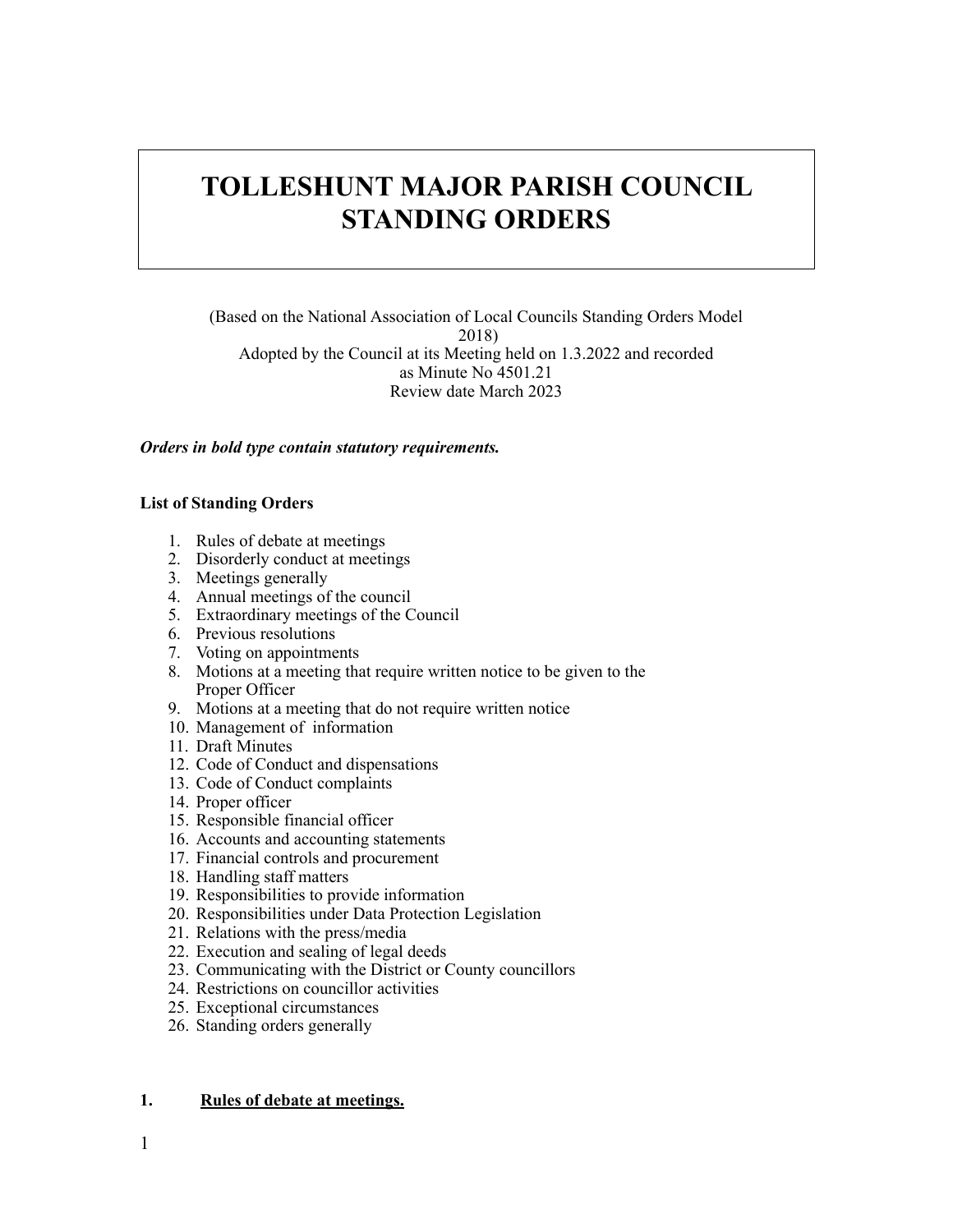# TOLLESHUNT MAJOR PARISH COUNCIL STANDING ORDERS

(Based on the National Association of Local Councils Standing Orders Model 2018)
Adopted by the Council at its Meeting held on 1.3.2022 and recorded as Minute No 4501.21
Review date March 2023

***Orders in bold type contain statutory requirements.***

**List of Standing Orders**

1. Rules of debate at meetings
2. Disorderly conduct at meetings
3. Meetings generally
4. Annual meetings of the council
5. Extraordinary meetings of the Council
6. Previous resolutions
7. Voting on appointments
8. Motions at a meeting that require written notice to be given to the Proper Officer
9. Motions at a meeting that do not require written notice
10. Management of information
11. Draft Minutes
12. Code of Conduct and dispensations
13. Code of Conduct complaints
14. Proper officer
15. Responsible financial officer
16. Accounts and accounting statements
17. Financial controls and procurement
18. Handling staff matters
19. Responsibilities to provide information
20. Responsibilities under Data Protection Legislation
21. Relations with the press/media
22. Execution and sealing of legal deeds
23. Communicating with the District or County councillors
24. Restrictions on councillor activities
25. Exceptional circumstances
26. Standing orders generally

## 1. Rules of debate at meetings.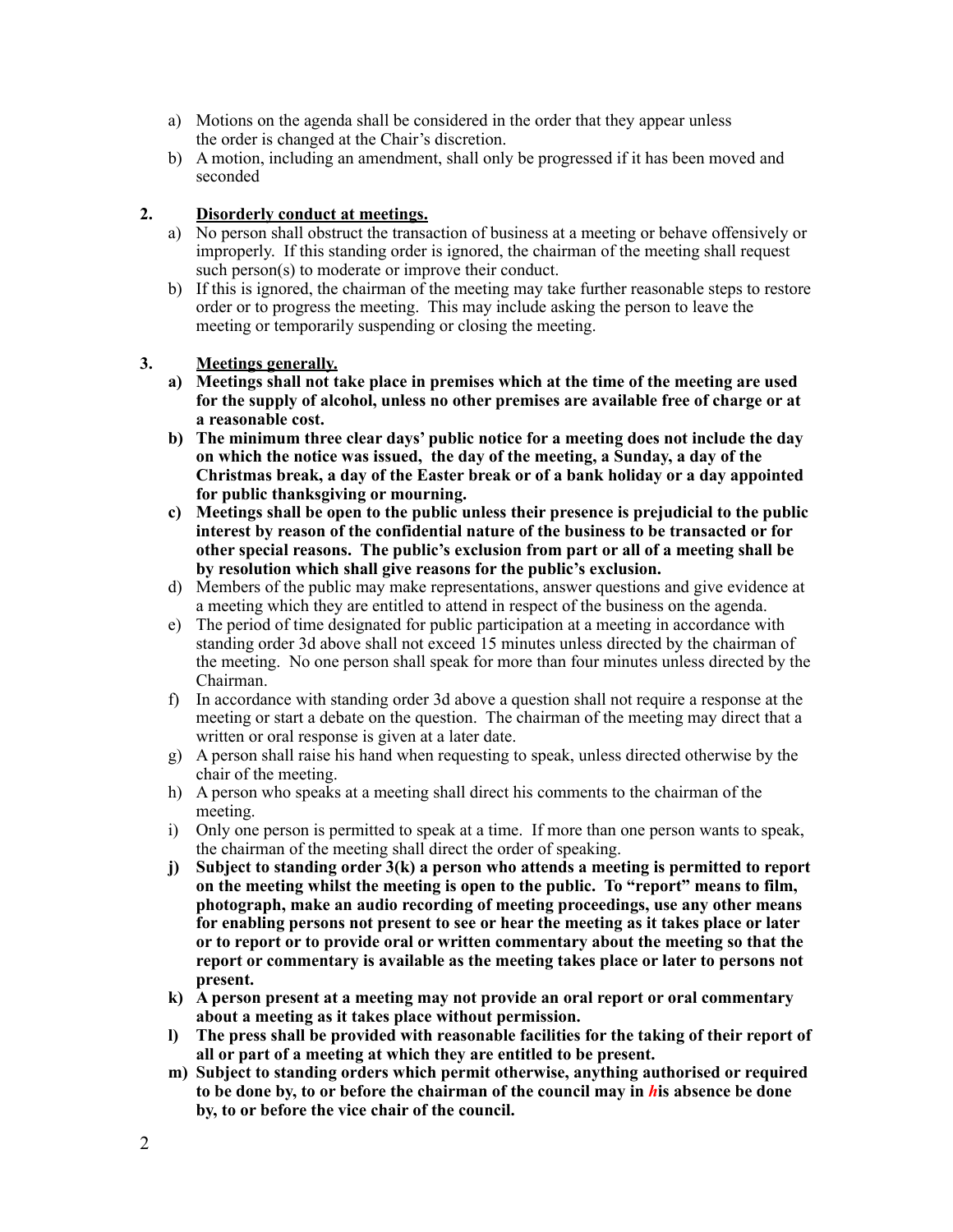a) Motions on the agenda shall be considered in the order that they appear unless the order is changed at the Chair's discretion.
b) A motion, including an amendment, shall only be progressed if it has been moved and seconded

**2. Disorderly conduct at meetings.**

a) No person shall obstruct the transaction of business at a meeting or behave offensively or improperly. If this standing order is ignored, the chairman of the meeting shall request such person(s) to moderate or improve their conduct.
b) If this is ignored, the chairman of the meeting may take further reasonable steps to restore order or to progress the meeting. This may include asking the person to leave the meeting or temporarily suspending or closing the meeting.

**3. Meetings generally.**

**a) Meetings shall not take place in premises which at the time of the meeting are used for the supply of alcohol, unless no other premises are available free of charge or at a reasonable cost.**
**b) The minimum three clear days' public notice for a meeting does not include the day on which the notice was issued, the day of the meeting, a Sunday, a day of the Christmas break, a day of the Easter break or of a bank holiday or a day appointed for public thanksgiving or mourning.**
**c) Meetings shall be open to the public unless their presence is prejudicial to the public interest by reason of the confidential nature of the business to be transacted or for other special reasons. The public's exclusion from part or all of a meeting shall be by resolution which shall give reasons for the public's exclusion.**
d) Members of the public may make representations, answer questions and give evidence at a meeting which they are entitled to attend in respect of the business on the agenda.
e) The period of time designated for public participation at a meeting in accordance with standing order 3d above shall not exceed 15 minutes unless directed by the chairman of the meeting. No one person shall speak for more than four minutes unless directed by the Chairman.
f) In accordance with standing order 3d above a question shall not require a response at the meeting or start a debate on the question. The chairman of the meeting may direct that a written or oral response is given at a later date.
g) A person shall raise his hand when requesting to speak, unless directed otherwise by the chair of the meeting.
h) A person who speaks at a meeting shall direct his comments to the chairman of the meeting.
i) Only one person is permitted to speak at a time. If more than one person wants to speak, the chairman of the meeting shall direct the order of speaking.
**j) Subject to standing order 3(k) a person who attends a meeting is permitted to report on the meeting whilst the meeting is open to the public. To "report" means to film, photograph, make an audio recording of meeting proceedings, use any other means for enabling persons not present to see or hear the meeting as it takes place or later or to report or to provide oral or written commentary about the meeting so that the report or commentary is available as the meeting takes place or later to persons not present.**
**k) A person present at a meeting may not provide an oral report or oral commentary about a meeting as it takes place without permission.**
**l) The press shall be provided with reasonable facilities for the taking of their report of all or part of a meeting at which they are entitled to be present.**
**m) Subject to standing orders which permit otherwise, anything authorised or required to be done by, to or before the chairman of the council may in *h*is absence be done by, to or before the vice chair of the council.**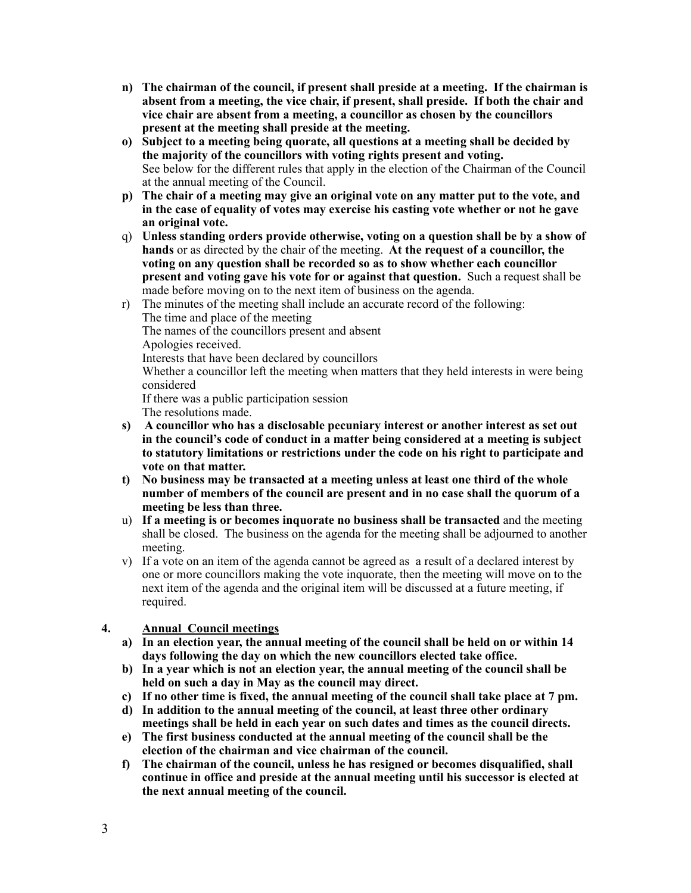n) **The chairman of the council, if present shall preside at a meeting. If the chairman is absent from a meeting, the vice chair, if present, shall preside. If both the chair and vice chair are absent from a meeting, a councillor as chosen by the councillors present at the meeting shall preside at the meeting.**

o) **Subject to a meeting being quorate, all questions at a meeting shall be decided by the majority of the councillors with voting rights present and voting.**
See below for the different rules that apply in the election of the Chairman of the Council at the annual meeting of the Council.

p) **The chair of a meeting may give an original vote on any matter put to the vote, and in the case of equality of votes may exercise his casting vote whether or not he gave an original vote.**

q) **Unless standing orders provide otherwise, voting on a question shall be by a show of hands** or as directed by the chair of the meeting. **At the request of a councillor, the voting on any question shall be recorded so as to show whether each councillor present and voting gave his vote for or against that question.** Such a request shall be made before moving on to the next item of business on the agenda.

r) The minutes of the meeting shall include an accurate record of the following:
The time and place of the meeting
The names of the councillors present and absent
Apologies received.
Interests that have been declared by councillors
Whether a councillor left the meeting when matters that they held interests in were being considered
If there was a public participation session
The resolutions made.

s) **A councillor who has a disclosable pecuniary interest or another interest as set out in the council's code of conduct in a matter being considered at a meeting is subject to statutory limitations or restrictions under the code on his right to participate and vote on that matter.**

t) **No business may be transacted at a meeting unless at least one third of the whole number of members of the council are present and in no case shall the quorum of a meeting be less than three.**

u) **If a meeting is or becomes inquorate no business shall be transacted** and the meeting shall be closed. The business on the agenda for the meeting shall be adjourned to another meeting.

v) If a vote on an item of the agenda cannot be agreed as a result of a declared interest by one or more councillors making the vote inquorate, then the meeting will move on to the next item of the agenda and the original item will be discussed at a future meeting, if required.

## 4. Annual Council meetings

a) **In an election year, the annual meeting of the council shall be held on or within 14 days following the day on which the new councillors elected take office.**

b) **In a year which is not an election year, the annual meeting of the council shall be held on such a day in May as the council may direct.**

c) **If no other time is fixed, the annual meeting of the council shall take place at 7 pm.**

d) **In addition to the annual meeting of the council, at least three other ordinary meetings shall be held in each year on such dates and times as the council directs.**

e) **The first business conducted at the annual meeting of the council shall be the election of the chairman and vice chairman of the council.**

f) **The chairman of the council, unless he has resigned or becomes disqualified, shall continue in office and preside at the annual meeting until his successor is elected at the next annual meeting of the council.**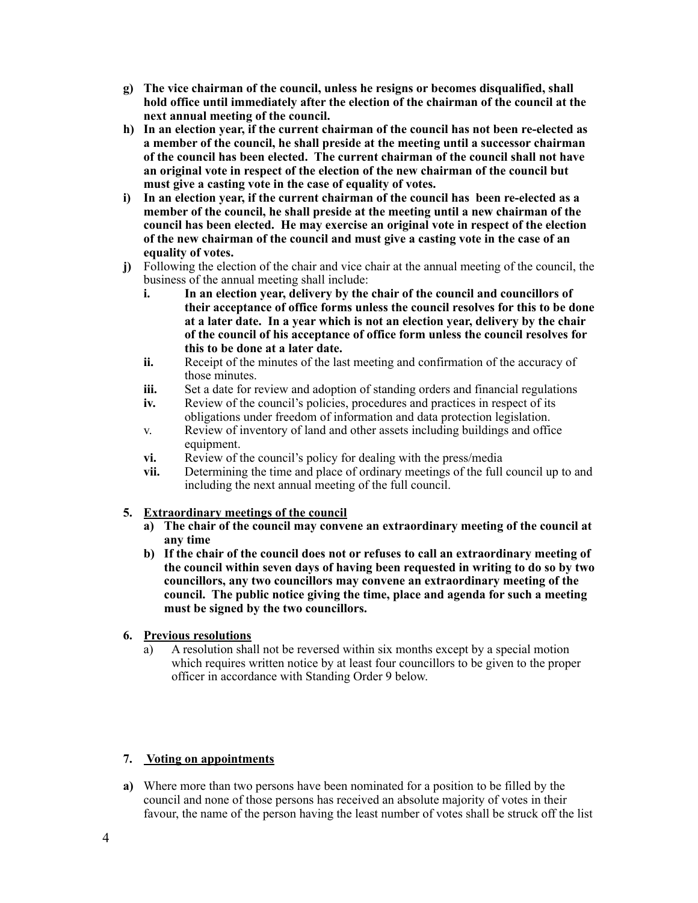- **g) The vice chairman of the council, unless he resigns or becomes disqualified, shall hold office until immediately after the election of the chairman of the council at the next annual meeting of the council.**
- **h) In an election year, if the current chairman of the council has not been re-elected as a member of the council, he shall preside at the meeting until a successor chairman of the council has been elected. The current chairman of the council shall not have an original vote in respect of the election of the new chairman of the council but must give a casting vote in the case of equality of votes.**
- **i) In an election year, if the current chairman of the council has been re-elected as a member of the council, he shall preside at the meeting until a new chairman of the council has been elected. He may exercise an original vote in respect of the election of the new chairman of the council and must give a casting vote in the case of an equality of votes.**
- **j)** Following the election of the chair and vice chair at the annual meeting of the council, the business of the annual meeting shall include:
    - **i. In an election year, delivery by the chair of the council and councillors of their acceptance of office forms unless the council resolves for this to be done at a later date. In a year which is not an election year, delivery by the chair of the council of his acceptance of office form unless the council resolves for this to be done at a later date.**
    - **ii.** Receipt of the minutes of the last meeting and confirmation of the accuracy of those minutes.
    - **iii.** Set a date for review and adoption of standing orders and financial regulations
    - **iv.** Review of the council's policies, procedures and practices in respect of its obligations under freedom of information and data protection legislation.
    - v. Review of inventory of land and other assets including buildings and office equipment.
    - **vi.** Review of the council's policy for dealing with the press/media
    - **vii.** Determining the time and place of ordinary meetings of the full council up to and including the next annual meeting of the full council.

**5. <u>Extraordinary meetings of the council</u>**

- **a) The chair of the council may convene an extraordinary meeting of the council at any time**
- **b) If the chair of the council does not or refuses to call an extraordinary meeting of the council within seven days of having been requested in writing to do so by two councillors, any two councillors may convene an extraordinary meeting of the council. The public notice giving the time, place and agenda for such a meeting must be signed by the two councillors.**

**6. <u>Previous resolutions</u>**

- a) A resolution shall not be reversed within six months except by a special motion which requires written notice by at least four councillors to be given to the proper officer in accordance with Standing Order 9 below.

**7. <u>Voting on appointments</u>**

**a)** Where more than two persons have been nominated for a position to be filled by the council and none of those persons has received an absolute majority of votes in their favour, the name of the person having the least number of votes shall be struck off the list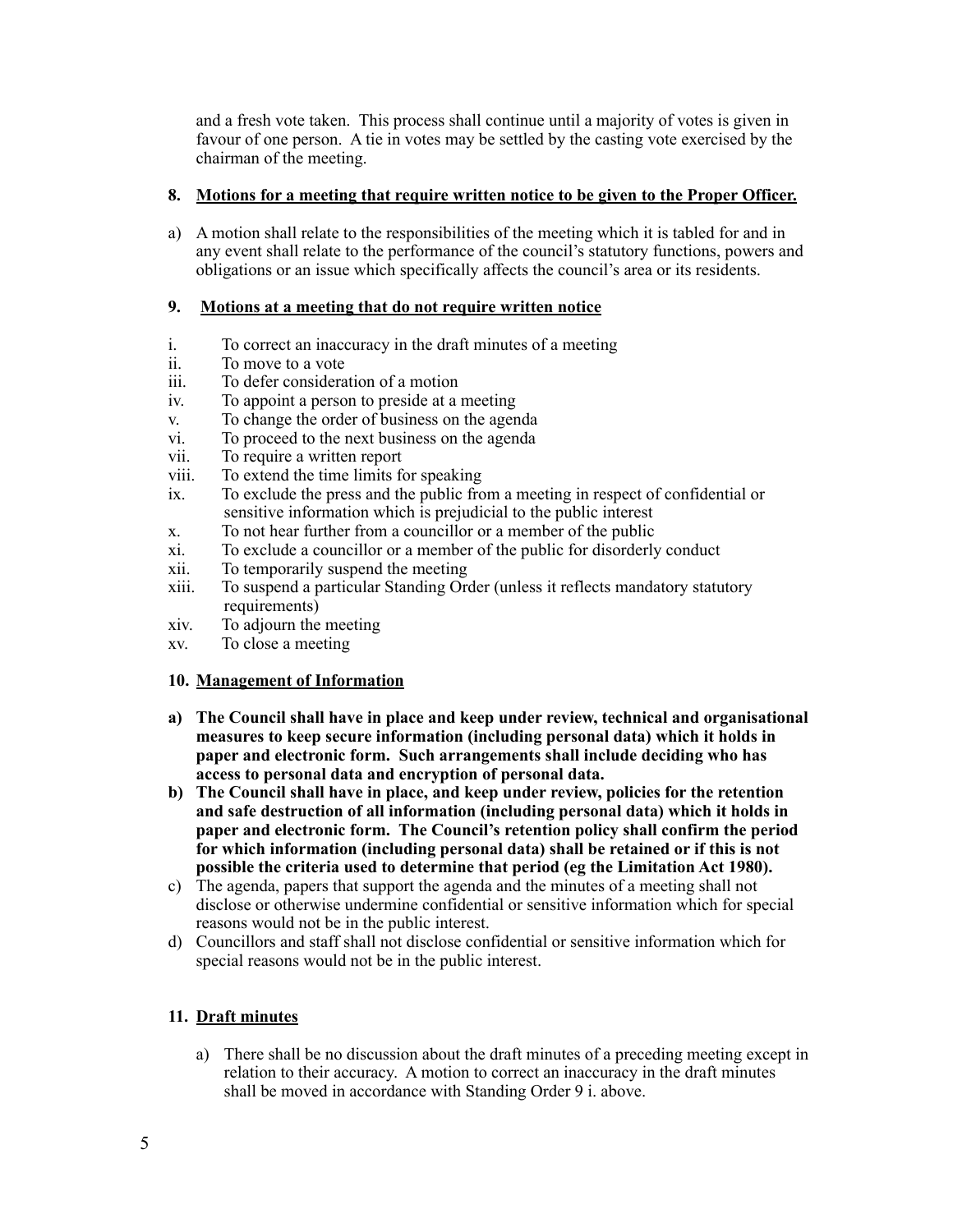and a fresh vote taken. This process shall continue until a majority of votes is given in favour of one person. A tie in votes may be settled by the casting vote exercised by the chairman of the meeting.

### 8. <u>Motions for a meeting that require written notice to be given to the Proper Officer.</u>

a) A motion shall relate to the responsibilities of the meeting which it is tabled for and in any event shall relate to the performance of the council's statutory functions, powers and obligations or an issue which specifically affects the council's area or its residents.

### 9. <u>Motions at a meeting that do not require written notice</u>

i. To correct an inaccuracy in the draft minutes of a meeting
ii. To move to a vote
iii. To defer consideration of a motion
iv. To appoint a person to preside at a meeting
v. To change the order of business on the agenda
vi. To proceed to the next business on the agenda
vii. To require a written report
viii. To extend the time limits for speaking
ix. To exclude the press and the public from a meeting in respect of confidential or sensitive information which is prejudicial to the public interest
x. To not hear further from a councillor or a member of the public
xi. To exclude a councillor or a member of the public for disorderly conduct
xii. To temporarily suspend the meeting
xiii. To suspend a particular Standing Order (unless it reflects mandatory statutory requirements)
xiv. To adjourn the meeting
xv. To close a meeting

### 10. <u>Management of Information</u>

**a) The Council shall have in place and keep under review, technical and organisational measures to keep secure information (including personal data) which it holds in paper and electronic form. Such arrangements shall include deciding who has access to personal data and encryption of personal data.**

**b) The Council shall have in place, and keep under review, policies for the retention and safe destruction of all information (including personal data) which it holds in paper and electronic form. The Council's retention policy shall confirm the period for which information (including personal data) shall be retained or if this is not possible the criteria used to determine that period (eg the Limitation Act 1980).**

c) The agenda, papers that support the agenda and the minutes of a meeting shall not disclose or otherwise undermine confidential or sensitive information which for special reasons would not be in the public interest.

d) Councillors and staff shall not disclose confidential or sensitive information which for special reasons would not be in the public interest.

### 11. <u>Draft minutes</u>

a) There shall be no discussion about the draft minutes of a preceding meeting except in relation to their accuracy. A motion to correct an inaccuracy in the draft minutes shall be moved in accordance with Standing Order 9 i. above.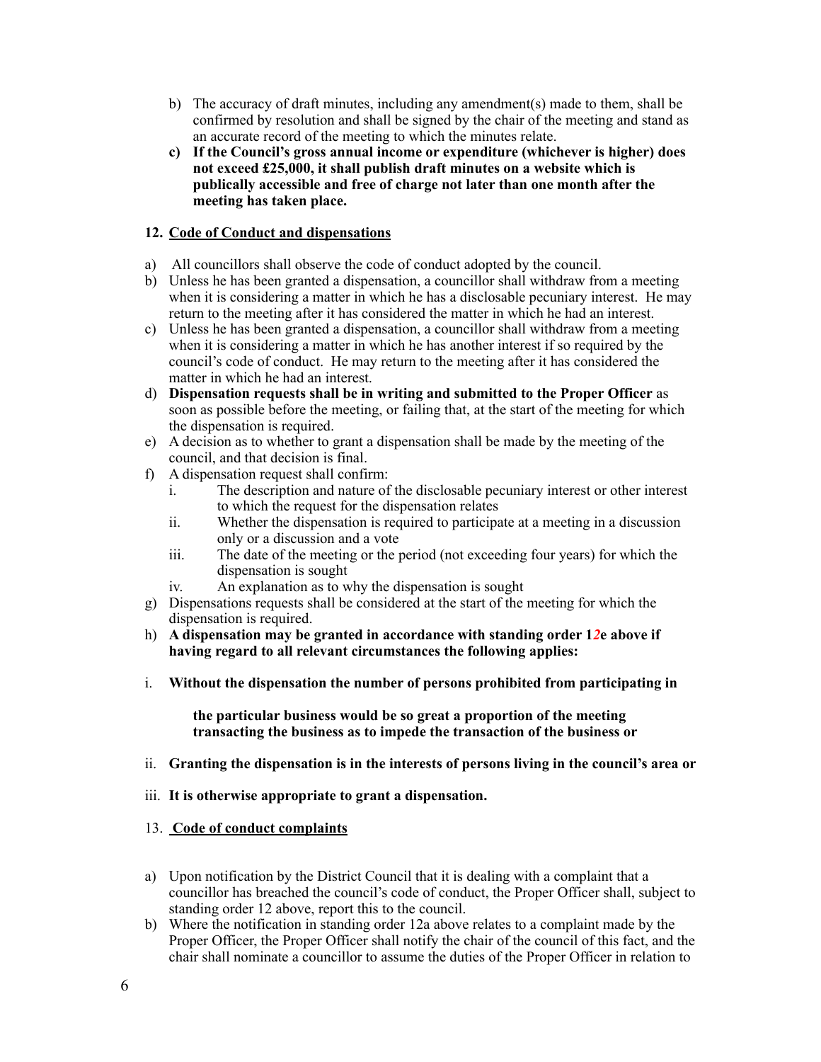b) The accuracy of draft minutes, including any amendment(s) made to them, shall be confirmed by resolution and shall be signed by the chair of the meeting and stand as an accurate record of the meeting to which the minutes relate.

**c) If the Council's gross annual income or expenditure (whichever is higher) does not exceed £25,000, it shall publish draft minutes on a website which is publically accessible and free of charge not later than one month after the meeting has taken place.**

## 12. Code of Conduct and dispensations

a) All councillors shall observe the code of conduct adopted by the council.

b) Unless he has been granted a dispensation, a councillor shall withdraw from a meeting when it is considering a matter in which he has a disclosable pecuniary interest. He may return to the meeting after it has considered the matter in which he had an interest.

c) Unless he has been granted a dispensation, a councillor shall withdraw from a meeting when it is considering a matter in which he has another interest if so required by the council's code of conduct. He may return to the meeting after it has considered the matter in which he had an interest.

d) **Dispensation requests shall be in writing and submitted to the Proper Officer** as soon as possible before the meeting, or failing that, at the start of the meeting for which the dispensation is required.

e) A decision as to whether to grant a dispensation shall be made by the meeting of the council, and that decision is final.

f) A dispensation request shall confirm:
   - i. The description and nature of the disclosable pecuniary interest or other interest to which the request for the dispensation relates
   - ii. Whether the dispensation is required to participate at a meeting in a discussion only or a discussion and a vote
   - iii. The date of the meeting or the period (not exceeding four years) for which the dispensation is sought
   - iv. An explanation as to why the dispensation is sought

g) Dispensations requests shall be considered at the start of the meeting for which the dispensation is required.

h) **A dispensation may be granted in accordance with standing order 1*2*e above if having regard to all relevant circumstances the following applies:**

i. **Without the dispensation the number of persons prohibited from participating in the particular business would be so great a proportion of the meeting transacting the business as to impede the transaction of the business or**

ii. **Granting the dispensation is in the interests of persons living in the council's area or**

iii. **It is otherwise appropriate to grant a dispensation.**

## 13. Code of conduct complaints

a) Upon notification by the District Council that it is dealing with a complaint that a councillor has breached the council's code of conduct, the Proper Officer shall, subject to standing order 12 above, report this to the council.

b) Where the notification in standing order 12a above relates to a complaint made by the Proper Officer, the Proper Officer shall notify the chair of the council of this fact, and the chair shall nominate a councillor to assume the duties of the Proper Officer in relation to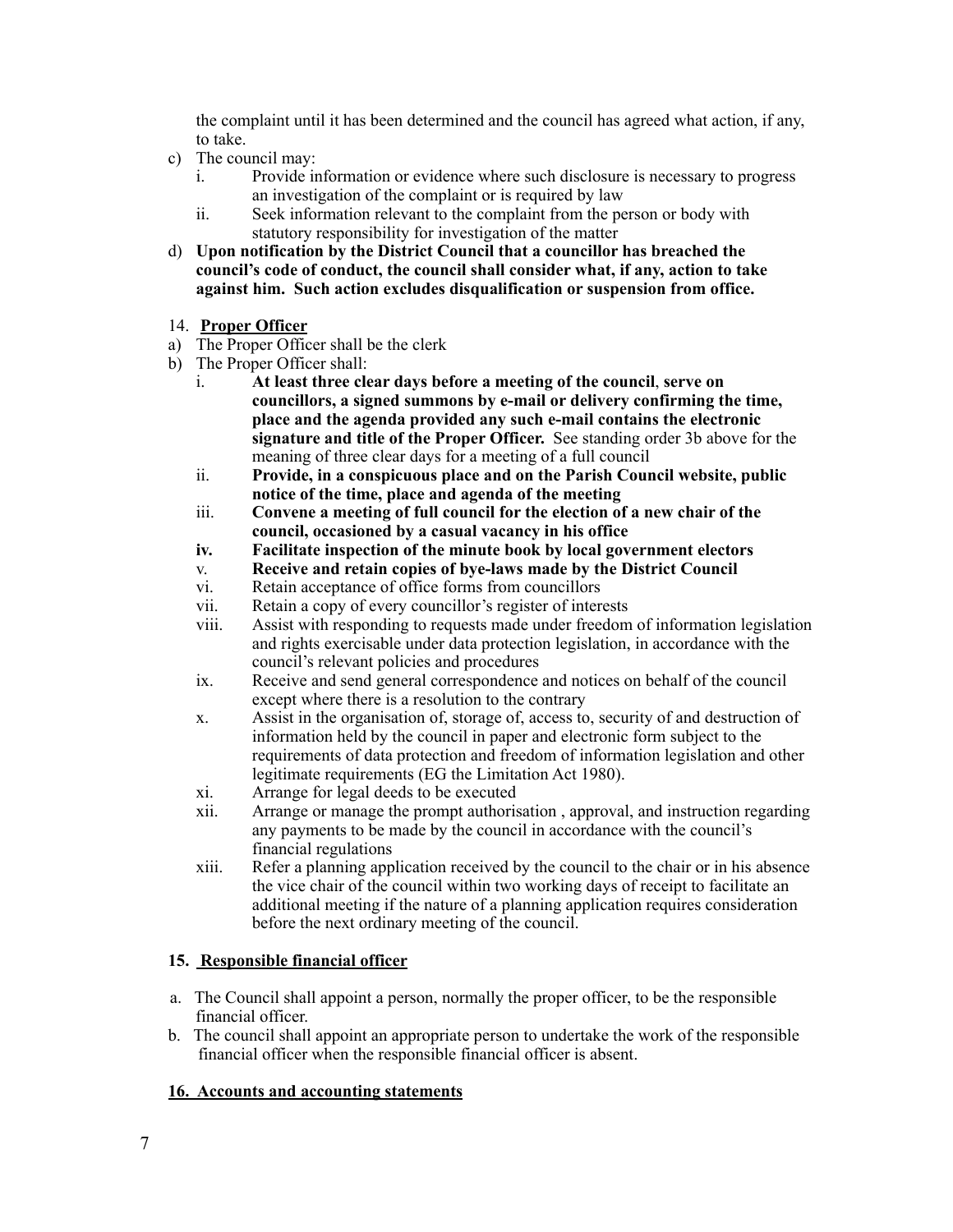the complaint until it has been determined and the council has agreed what action, if any, to take.

c) The council may:
   i. Provide information or evidence where such disclosure is necessary to progress an investigation of the complaint or is required by law
   ii. Seek information relevant to the complaint from the person or body with statutory responsibility for investigation of the matter

d) **Upon notification by the District Council that a councillor has breached the council's code of conduct, the council shall consider what, if any, action to take against him. Such action excludes disqualification or suspension from office.**

14. **Proper Officer**

a) The Proper Officer shall be the clerk

b) The Proper Officer shall:
   i. **At least three clear days before a meeting of the council**, **serve on councillors, a signed summons by e-mail or delivery confirming the time, place and the agenda provided any such e-mail contains the electronic signature and title of the Proper Officer.** See standing order 3b above for the meaning of three clear days for a meeting of a full council
   ii. **Provide, in a conspicuous place and on the Parish Council website, public notice of the time, place and agenda of the meeting**
   iii. **Convene a meeting of full council for the election of a new chair of the council, occasioned by a casual vacancy in his office**
   **iv.** **Facilitate inspection of the minute book by local government electors**
   v. **Receive and retain copies of bye-laws made by the District Council**
   vi. Retain acceptance of office forms from councillors
   vii. Retain a copy of every councillor's register of interests
   viii. Assist with responding to requests made under freedom of information legislation and rights exercisable under data protection legislation, in accordance with the council's relevant policies and procedures
   ix. Receive and send general correspondence and notices on behalf of the council except where there is a resolution to the contrary
   x. Assist in the organisation of, storage of, access to, security of and destruction of information held by the council in paper and electronic form subject to the requirements of data protection and freedom of information legislation and other legitimate requirements (EG the Limitation Act 1980).
   xi. Arrange for legal deeds to be executed
   xii. Arrange or manage the prompt authorisation , approval, and instruction regarding any payments to be made by the council in accordance with the council's financial regulations
   xiii. Refer a planning application received by the council to the chair or in his absence the vice chair of the council within two working days of receipt to facilitate an additional meeting if the nature of a planning application requires consideration before the next ordinary meeting of the council.

**15. Responsible financial officer**

a. The Council shall appoint a person, normally the proper officer, to be the responsible financial officer.

b. The council shall appoint an appropriate person to undertake the work of the responsible financial officer when the responsible financial officer is absent.

**16. Accounts and accounting statements**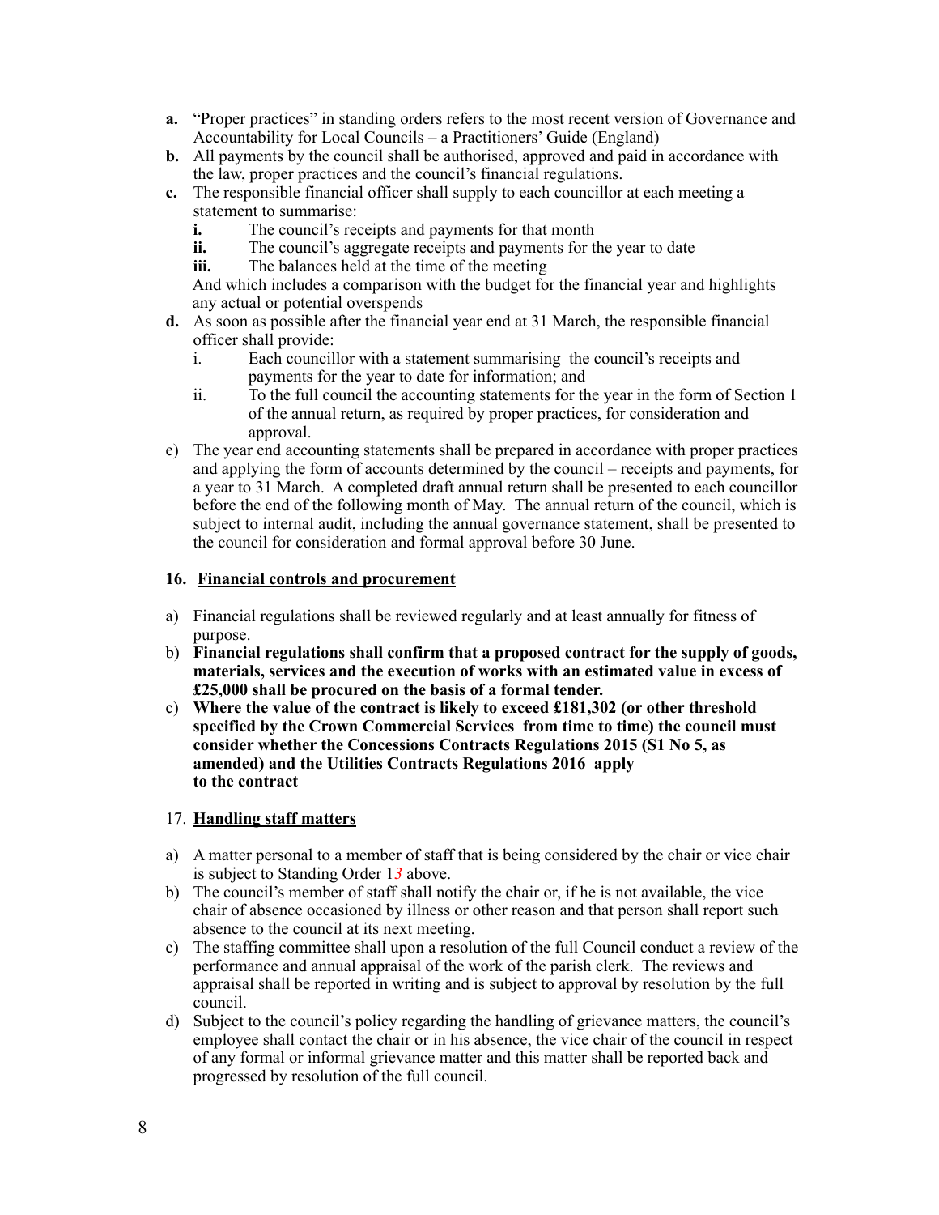**a.** "Proper practices" in standing orders refers to the most recent version of Governance and Accountability for Local Councils – a Practitioners' Guide (England)

**b.** All payments by the council shall be authorised, approved and paid in accordance with the law, proper practices and the council's financial regulations.

**c.** The responsible financial officer shall supply to each councillor at each meeting a statement to summarise:

   **i.** The council's receipts and payments for that month
   **ii.** The council's aggregate receipts and payments for the year to date
   **iii.** The balances held at the time of the meeting

   And which includes a comparison with the budget for the financial year and highlights any actual or potential overspends

**d.** As soon as possible after the financial year end at 31 March, the responsible financial officer shall provide:

   i. Each councillor with a statement summarising the council's receipts and payments for the year to date for information; and
   ii. To the full council the accounting statements for the year in the form of Section 1 of the annual return, as required by proper practices, for consideration and approval.

e) The year end accounting statements shall be prepared in accordance with proper practices and applying the form of accounts determined by the council – receipts and payments, for a year to 31 March. A completed draft annual return shall be presented to each councillor before the end of the following month of May. The annual return of the council, which is subject to internal audit, including the annual governance statement, shall be presented to the council for consideration and formal approval before 30 June.

## 16. Financial controls and procurement

a) Financial regulations shall be reviewed regularly and at least annually for fitness of purpose.

b) **Financial regulations shall confirm that a proposed contract for the supply of goods, materials, services and the execution of works with an estimated value in excess of £25,000 shall be procured on the basis of a formal tender.**

c) **Where the value of the contract is likely to exceed £181,302 (or other threshold specified by the Crown Commercial Services from time to time) the council must consider whether the Concessions Contracts Regulations 2015 (S1 No 5, as amended) and the Utilities Contracts Regulations 2016 apply to the contract**

## 17. Handling staff matters

a) A matter personal to a member of staff that is being considered by the chair or vice chair is subject to Standing Order 1*3* above.

b) The council's member of staff shall notify the chair or, if he is not available, the vice chair of absence occasioned by illness or other reason and that person shall report such absence to the council at its next meeting.

c) The staffing committee shall upon a resolution of the full Council conduct a review of the performance and annual appraisal of the work of the parish clerk. The reviews and appraisal shall be reported in writing and is subject to approval by resolution by the full council.

d) Subject to the council's policy regarding the handling of grievance matters, the council's employee shall contact the chair or in his absence, the vice chair of the council in respect of any formal or informal grievance matter and this matter shall be reported back and progressed by resolution of the full council.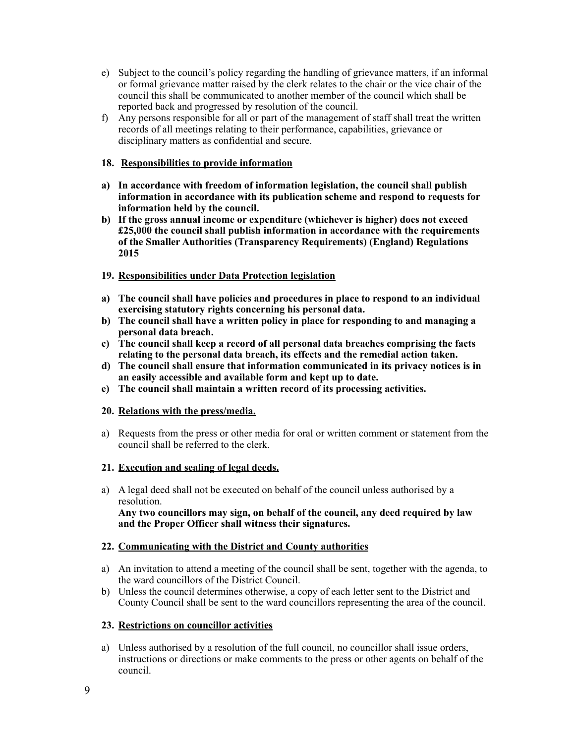e) Subject to the council's policy regarding the handling of grievance matters, if an informal or formal grievance matter raised by the clerk relates to the chair or the vice chair of the council this shall be communicated to another member of the council which shall be reported back and progressed by resolution of the council.
f) Any persons responsible for all or part of the management of staff shall treat the written records of all meetings relating to their performance, capabilities, grievance or disciplinary matters as confidential and secure.

## 18. Responsibilities to provide information

**a) In accordance with freedom of information legislation, the council shall publish information in accordance with its publication scheme and respond to requests for information held by the council.**
**b) If the gross annual income or expenditure (whichever is higher) does not exceed £25,000 the council shall publish information in accordance with the requirements of the Smaller Authorities (Transparency Requirements) (England) Regulations 2015**

## 19. Responsibilities under Data Protection legislation

**a) The council shall have policies and procedures in place to respond to an individual exercising statutory rights concerning his personal data.**
**b) The council shall have a written policy in place for responding to and managing a personal data breach.**
**c) The council shall keep a record of all personal data breaches comprising the facts relating to the personal data breach, its effects and the remedial action taken.**
**d) The council shall ensure that information communicated in its privacy notices is in an easily accessible and available form and kept up to date.**
**e) The council shall maintain a written record of its processing activities.**

## 20. Relations with the press/media.

a) Requests from the press or other media for oral or written comment or statement from the council shall be referred to the clerk.

## 21. Execution and sealing of legal deeds.

a) A legal deed shall not be executed on behalf of the council unless authorised by a resolution.
**Any two councillors may sign, on behalf of the council, any deed required by law and the Proper Officer shall witness their signatures.**

## 22. Communicating with the District and County authorities

a) An invitation to attend a meeting of the council shall be sent, together with the agenda, to the ward councillors of the District Council.
b) Unless the council determines otherwise, a copy of each letter sent to the District and County Council shall be sent to the ward councillors representing the area of the council.

## 23. Restrictions on councillor activities

a) Unless authorised by a resolution of the full council, no councillor shall issue orders, instructions or directions or make comments to the press or other agents on behalf of the council.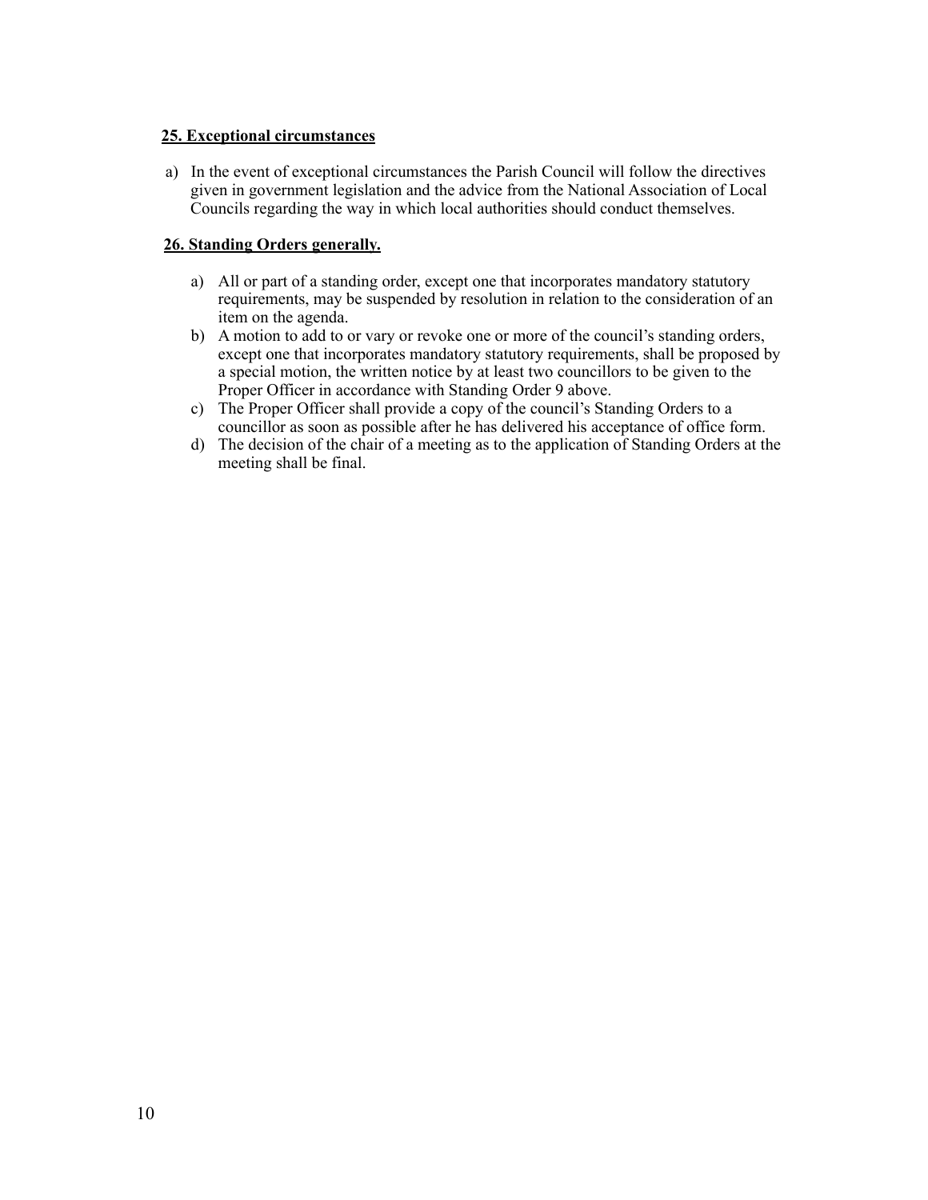**25. Exceptional circumstances**

a) In the event of exceptional circumstances the Parish Council will follow the directives given in government legislation and the advice from the National Association of Local Councils regarding the way in which local authorities should conduct themselves.

**26. Standing Orders generally.**

a) All or part of a standing order, except one that incorporates mandatory statutory requirements, may be suspended by resolution in relation to the consideration of an item on the agenda.
b) A motion to add to or vary or revoke one or more of the council's standing orders, except one that incorporates mandatory statutory requirements, shall be proposed by a special motion, the written notice by at least two councillors to be given to the Proper Officer in accordance with Standing Order 9 above.
c) The Proper Officer shall provide a copy of the council's Standing Orders to a councillor as soon as possible after he has delivered his acceptance of office form.
d) The decision of the chair of a meeting as to the application of Standing Orders at the meeting shall be final.